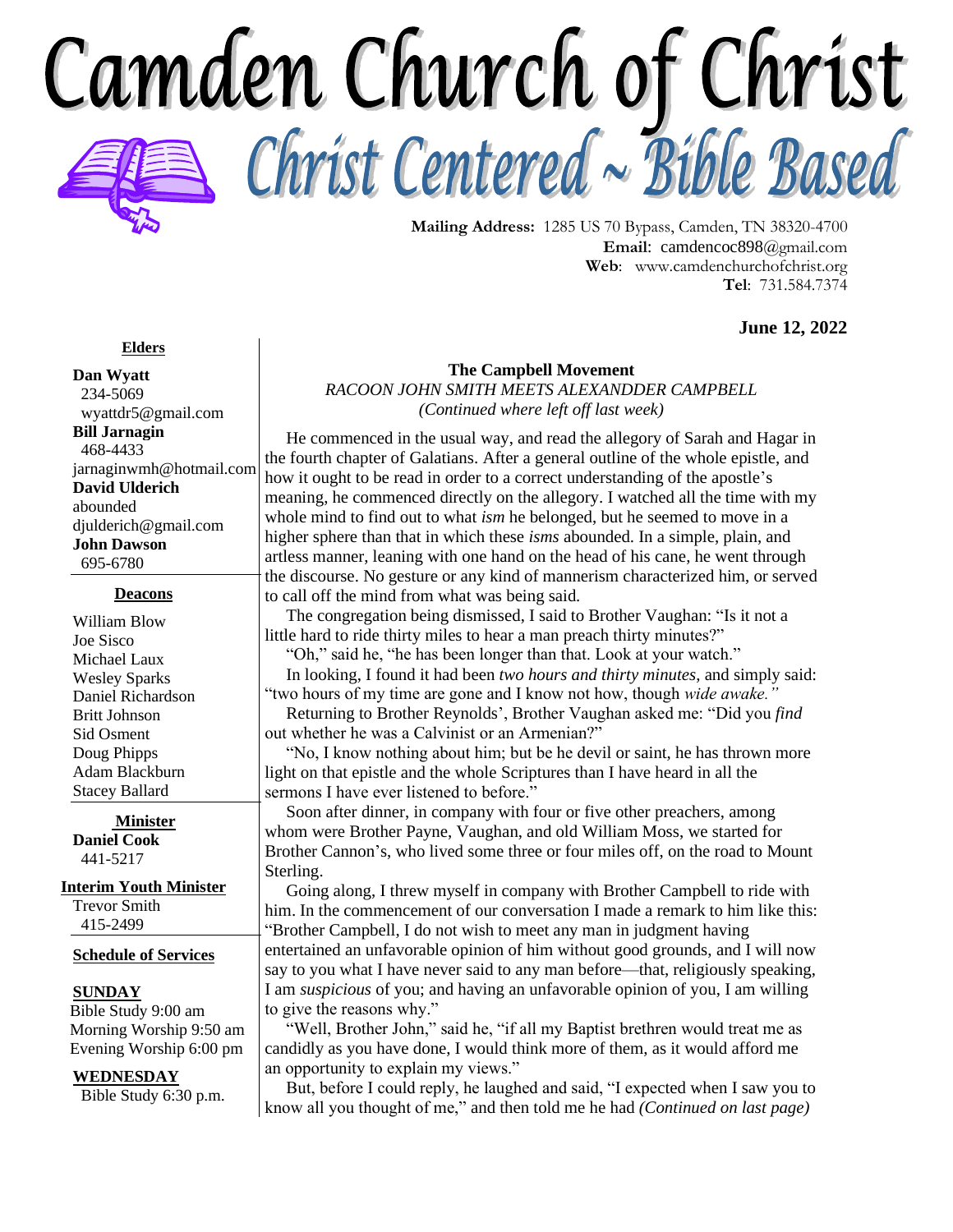# Camden Church of Christ

## Christ Centered ~ Bible Based

**Mailing Address:** 1285 US 70 Bypass, Camden, TN 38320-4700
**Email**: camdencoc898@gmail.com
**Web**: www.camdenchurchofchrist.org
**Tel**: 731.584.7374

**June 12, 2022**

**Elders**

**Dan Wyatt**
234-5069
wyattdr5@gmail.com
**Bill Jarnagin**
468-4433
jarnaginwmh@hotmail.com
**David Ulderich**
abounded
djulderich@gmail.com
**John Dawson**
695-6780

**Deacons**

William Blow
Joe Sisco
Michael Laux
Wesley Sparks
Daniel Richardson
Britt Johnson
Sid Osment
Doug Phipps
Adam Blackburn
Stacey Ballard

**Minister**
**Daniel Cook**
441-5217

**Interim Youth Minister**
Trevor Smith
415-2499

**Schedule of Services**

**SUNDAY**
Bible Study 9:00 am
Morning Worship 9:50 am
Evening Worship 6:00 pm

**WEDNESDAY**
Bible Study 6:30 p.m.

### The Campbell Movement

*RACOON JOHN SMITH MEETS ALEXANDDER CAMPBELL*
*(Continued where left off last week)*

He commenced in the usual way, and read the allegory of Sarah and Hagar in the fourth chapter of Galatians. After a general outline of the whole epistle, and how it ought to be read in order to a correct understanding of the apostle's meaning, he commenced directly on the allegory. I watched all the time with my whole mind to find out to what *ism* he belonged, but he seemed to move in a higher sphere than that in which these *isms* abounded. In a simple, plain, and artless manner, leaning with one hand on the head of his cane, he went through the discourse. No gesture or any kind of mannerism characterized him, or served to call off the mind from what was being said.

The congregation being dismissed, I said to Brother Vaughan: "Is it not a little hard to ride thirty miles to hear a man preach thirty minutes?"

"Oh," said he, "he has been longer than that. Look at your watch."

In looking, I found it had been *two hours and thirty minutes*, and simply said: "two hours of my time are gone and I know not how, though *wide awake."*

Returning to Brother Reynolds', Brother Vaughan asked me: "Did you *find* out whether he was a Calvinist or an Armenian?"

"No, I know nothing about him; but be he devil or saint, he has thrown more light on that epistle and the whole Scriptures than I have heard in all the sermons I have ever listened to before."

Soon after dinner, in company with four or five other preachers, among whom were Brother Payne, Vaughan, and old William Moss, we started for Brother Cannon's, who lived some three or four miles off, on the road to Mount Sterling.

Going along, I threw myself in company with Brother Campbell to ride with him. In the commencement of our conversation I made a remark to him like this: "Brother Campbell, I do not wish to meet any man in judgment having entertained an unfavorable opinion of him without good grounds, and I will now say to you what I have never said to any man before—that, religiously speaking, I am *suspicious* of you; and having an unfavorable opinion of you, I am willing to give the reasons why."

"Well, Brother John," said he, "if all my Baptist brethren would treat me as candidly as you have done, I would think more of them, as it would afford me an opportunity to explain my views."

But, before I could reply, he laughed and said, "I expected when I saw you to know all you thought of me," and then told me he had *(Continued on last page)*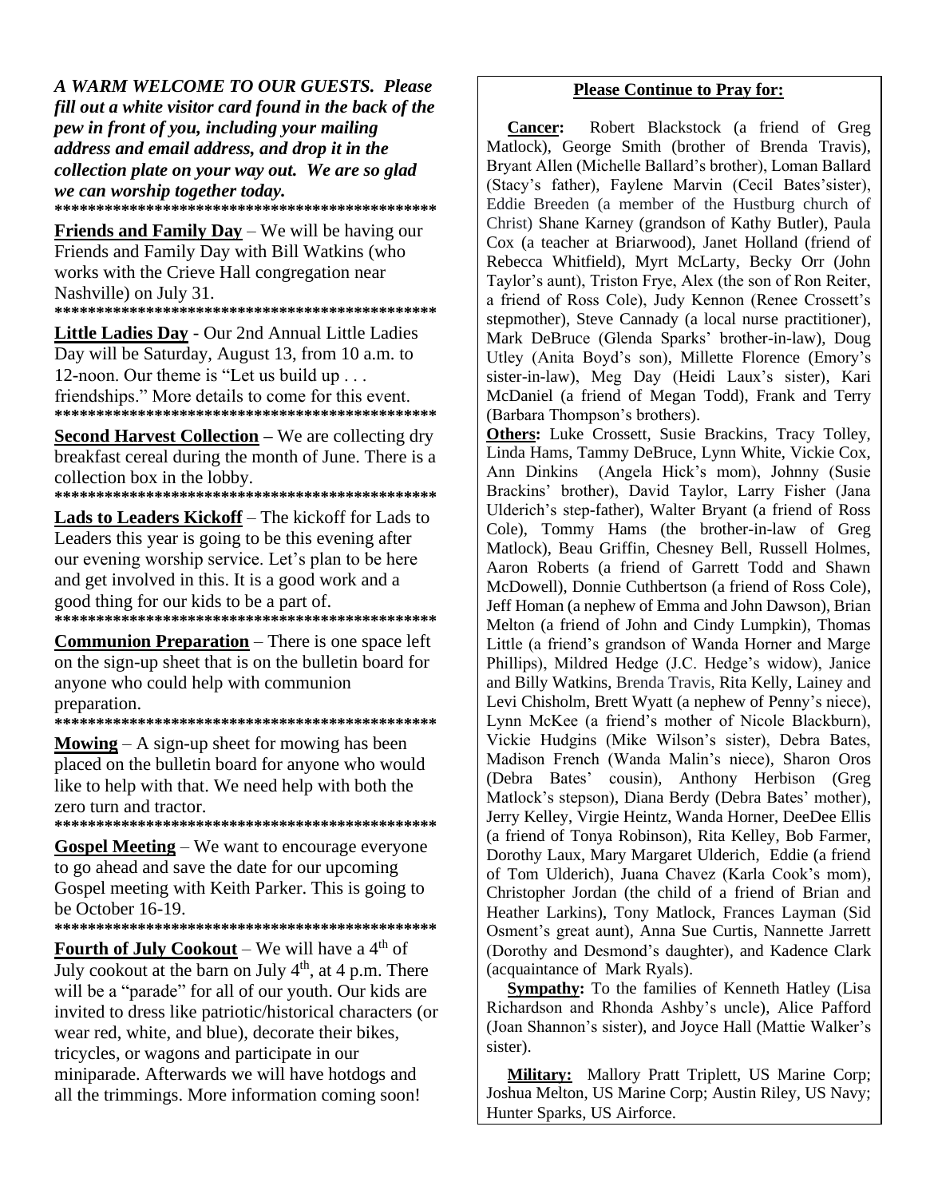***A WARM WELCOME TO OUR GUESTS. Please fill out a white visitor card found in the back of the pew in front of you, including your mailing address and email address, and drop it in the collection plate on your way out. We are so glad we can worship together today.***

**********************************************

**Friends and Family Day** – We will be having our Friends and Family Day with Bill Watkins (who works with the Crieve Hall congregation near Nashville) on July 31.

**********************************************

**Little Ladies Day** - Our 2nd Annual Little Ladies Day will be Saturday, August 13, from 10 a.m. to 12-noon. Our theme is "Let us build up . . . friendships." More details to come for this event.

**********************************************

**Second Harvest Collection** – We are collecting dry breakfast cereal during the month of June. There is a collection box in the lobby.

**********************************************

**Lads to Leaders Kickoff** – The kickoff for Lads to Leaders this year is going to be this evening after our evening worship service. Let's plan to be here and get involved in this. It is a good work and a good thing for our kids to be a part of.

**********************************************

**Communion Preparation** – There is one space left on the sign-up sheet that is on the bulletin board for anyone who could help with communion preparation.

**********************************************

**Mowing** – A sign-up sheet for mowing has been placed on the bulletin board for anyone who would like to help with that. We need help with both the zero turn and tractor.

**********************************************

**Gospel Meeting** – We want to encourage everyone to go ahead and save the date for our upcoming Gospel meeting with Keith Parker. This is going to be October 16-19.

**********************************************

**Fourth of July Cookout** – We will have a 4th of July cookout at the barn on July 4th, at 4 p.m. There will be a "parade" for all of our youth. Our kids are invited to dress like patriotic/historical characters (or wear red, white, and blue), decorate their bikes, tricycles, or wagons and participate in our miniparade. Afterwards we will have hotdogs and all the trimmings. More information coming soon!

## Please Continue to Pray for:

**Cancer:** Robert Blackstock (a friend of Greg Matlock), George Smith (brother of Brenda Travis), Bryant Allen (Michelle Ballard's brother), Loman Ballard (Stacy's father), Faylene Marvin (Cecil Bates'sister), Eddie Breeden (a member of the Hustburg church of Christ) Shane Karney (grandson of Kathy Butler), Paula Cox (a teacher at Briarwood), Janet Holland (friend of Rebecca Whitfield), Myrt McLarty, Becky Orr (John Taylor's aunt), Triston Frye, Alex (the son of Ron Reiter, a friend of Ross Cole), Judy Kennon (Renee Crossett's stepmother), Steve Cannady (a local nurse practitioner), Mark DeBruce (Glenda Sparks' brother-in-law), Doug Utley (Anita Boyd's son), Millette Florence (Emory's sister-in-law), Meg Day (Heidi Laux's sister), Kari McDaniel (a friend of Megan Todd), Frank and Terry (Barbara Thompson's brothers).

**Others:** Luke Crossett, Susie Brackins, Tracy Tolley, Linda Hams, Tammy DeBruce, Lynn White, Vickie Cox, Ann Dinkins (Angela Hick's mom), Johnny (Susie Brackins' brother), David Taylor, Larry Fisher (Jana Ulderich's step-father), Walter Bryant (a friend of Ross Cole), Tommy Hams (the brother-in-law of Greg Matlock), Beau Griffin, Chesney Bell, Russell Holmes, Aaron Roberts (a friend of Garrett Todd and Shawn McDowell), Donnie Cuthbertson (a friend of Ross Cole), Jeff Homan (a nephew of Emma and John Dawson), Brian Melton (a friend of John and Cindy Lumpkin), Thomas Little (a friend's grandson of Wanda Horner and Marge Phillips), Mildred Hedge (J.C. Hedge's widow), Janice and Billy Watkins, Brenda Travis, Rita Kelly, Lainey and Levi Chisholm, Brett Wyatt (a nephew of Penny's niece), Lynn McKee (a friend's mother of Nicole Blackburn), Vickie Hudgins (Mike Wilson's sister), Debra Bates, Madison French (Wanda Malin's niece), Sharon Oros (Debra Bates' cousin), Anthony Herbison (Greg Matlock's stepson), Diana Berdy (Debra Bates' mother), Jerry Kelley, Virgie Heintz, Wanda Horner, DeeDee Ellis (a friend of Tonya Robinson), Rita Kelley, Bob Farmer, Dorothy Laux, Mary Margaret Ulderich, Eddie (a friend of Tom Ulderich), Juana Chavez (Karla Cook's mom), Christopher Jordan (the child of a friend of Brian and Heather Larkins), Tony Matlock, Frances Layman (Sid Osment's great aunt), Anna Sue Curtis, Nannette Jarrett (Dorothy and Desmond's daughter), and Kadence Clark (acquaintance of Mark Ryals).

**Sympathy:** To the families of Kenneth Hatley (Lisa Richardson and Rhonda Ashby's uncle), Alice Pafford (Joan Shannon's sister), and Joyce Hall (Mattie Walker's sister).

**Military:** Mallory Pratt Triplett, US Marine Corp; Joshua Melton, US Marine Corp; Austin Riley, US Navy; Hunter Sparks, US Airforce.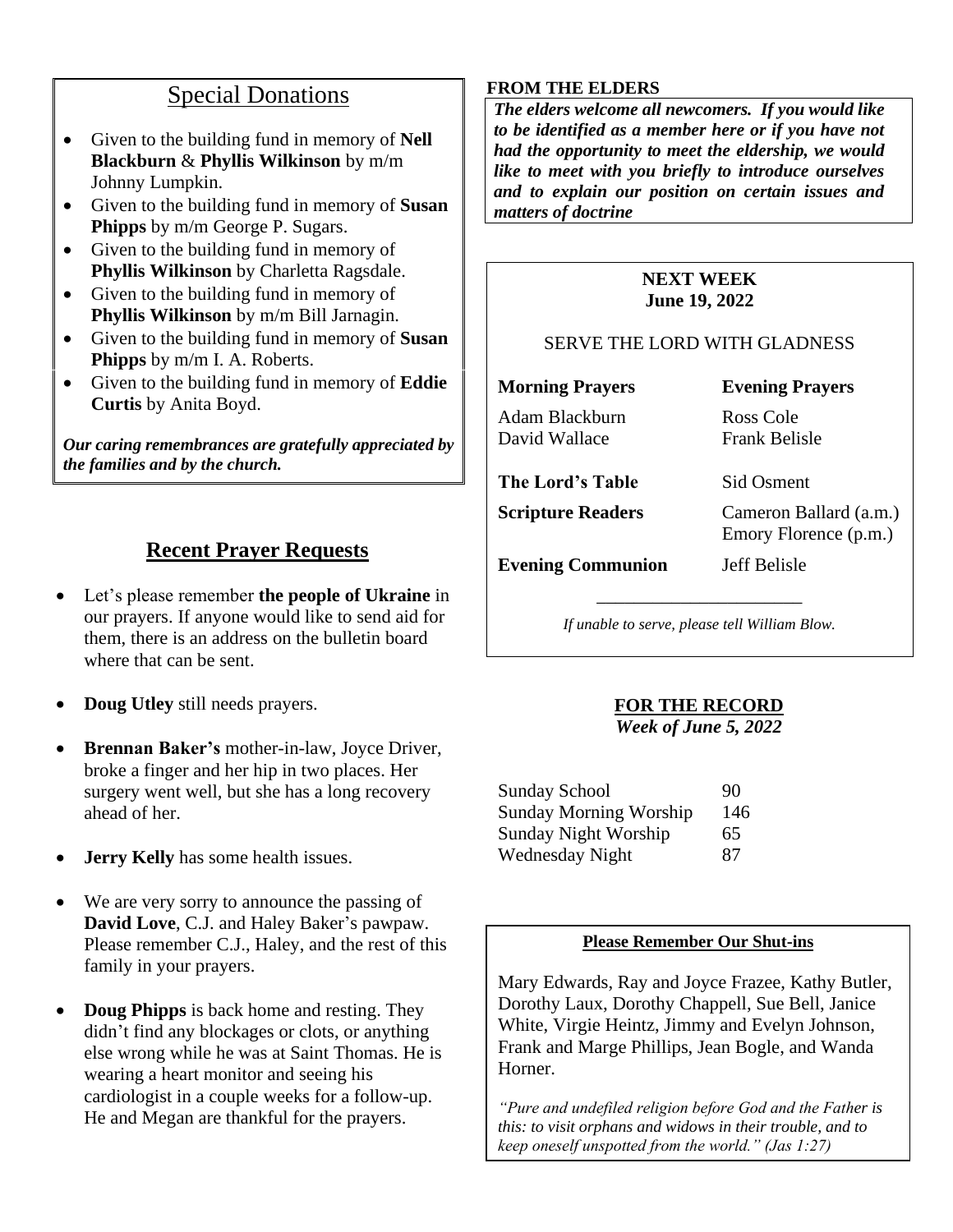## Special Donations

- Given to the building fund in memory of **Nell Blackburn** & **Phyllis Wilkinson** by m/m Johnny Lumpkin.
- Given to the building fund in memory of **Susan Phipps** by m/m George P. Sugars.
- Given to the building fund in memory of **Phyllis Wilkinson** by Charletta Ragsdale.
- Given to the building fund in memory of **Phyllis Wilkinson** by m/m Bill Jarnagin.
- Given to the building fund in memory of **Susan Phipps** by m/m I. A. Roberts.
- Given to the building fund in memory of **Eddie Curtis** by Anita Boyd.

***Our caring remembrances are gratefully appreciated by the families and by the church.***

## Recent Prayer Requests

- Let's please remember **the people of Ukraine** in our prayers. If anyone would like to send aid for them, there is an address on the bulletin board where that can be sent.
- **Doug Utley** still needs prayers.
- **Brennan Baker's** mother-in-law, Joyce Driver, broke a finger and her hip in two places. Her surgery went well, but she has a long recovery ahead of her.
- **Jerry Kelly** has some health issues.
- We are very sorry to announce the passing of **David Love**, C.J. and Haley Baker's pawpaw. Please remember C.J., Haley, and the rest of this family in your prayers.
- **Doug Phipps** is back home and resting. They didn't find any blockages or clots, or anything else wrong while he was at Saint Thomas. He is wearing a heart monitor and seeing his cardiologist in a couple weeks for a follow-up. He and Megan are thankful for the prayers.

**FROM THE ELDERS**

***The elders welcome all newcomers. If you would like to be identified as a member here or if you have not had the opportunity to meet the eldership, we would like to meet with you briefly to introduce ourselves and to explain our position on certain issues and matters of doctrine***

**NEXT WEEK**
**June 19, 2022**

SERVE THE LORD WITH GLADNESS

| **Morning Prayers** | **Evening Prayers** |
|---|---|
| Adam Blackburn | Ross Cole |
| David Wallace | Frank Belisle |
| **The Lord's Table** | Sid Osment |
| **Scripture Readers** | Cameron Ballard (a.m.)<br>Emory Florence (p.m.) |
| **Evening Communion** | Jeff Belisle |

*If unable to serve, please tell William Blow.*

**FOR THE RECORD**
***Week of June 5, 2022***

| | |
|---|---|
| Sunday School | 90 |
| Sunday Morning Worship | 146 |
| Sunday Night Worship | 65 |
| Wednesday Night | 87 |

**Please Remember Our Shut-ins**

Mary Edwards, Ray and Joyce Frazee, Kathy Butler, Dorothy Laux, Dorothy Chappell, Sue Bell, Janice White, Virgie Heintz, Jimmy and Evelyn Johnson, Frank and Marge Phillips, Jean Bogle, and Wanda Horner.

*"Pure and undefiled religion before God and the Father is this: to visit orphans and widows in their trouble, and to keep oneself unspotted from the world." (Jas 1:27)*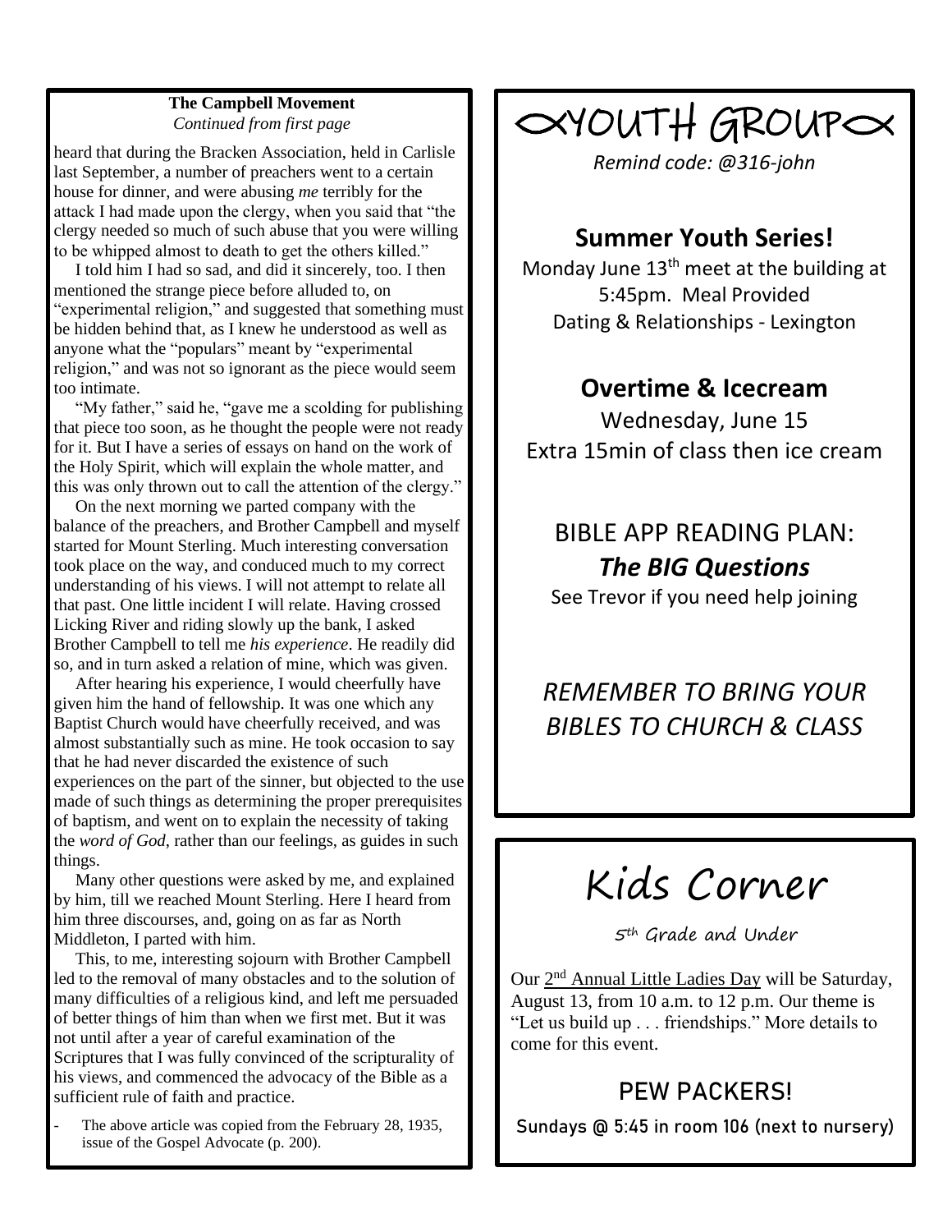**The Campbell Movement**

*Continued from first page*

heard that during the Bracken Association, held in Carlisle last September, a number of preachers went to a certain house for dinner, and were abusing *me* terribly for the attack I had made upon the clergy, when you said that "the clergy needed so much of such abuse that you were willing to be whipped almost to death to get the others killed."

I told him I had so sad, and did it sincerely, too. I then mentioned the strange piece before alluded to, on "experimental religion," and suggested that something must be hidden behind that, as I knew he understood as well as anyone what the "populars" meant by "experimental religion," and was not so ignorant as the piece would seem too intimate.

"My father," said he, "gave me a scolding for publishing that piece too soon, as he thought the people were not ready for it. But I have a series of essays on hand on the work of the Holy Spirit, which will explain the whole matter, and this was only thrown out to call the attention of the clergy."

On the next morning we parted company with the balance of the preachers, and Brother Campbell and myself started for Mount Sterling. Much interesting conversation took place on the way, and conduced much to my correct understanding of his views. I will not attempt to relate all that past. One little incident I will relate. Having crossed Licking River and riding slowly up the bank, I asked Brother Campbell to tell me *his experience*. He readily did so, and in turn asked a relation of mine, which was given.

After hearing his experience, I would cheerfully have given him the hand of fellowship. It was one which any Baptist Church would have cheerfully received, and was almost substantially such as mine. He took occasion to say that he had never discarded the existence of such experiences on the part of the sinner, but objected to the use made of such things as determining the proper prerequisites of baptism, and went on to explain the necessity of taking the *word of God*, rather than our feelings, as guides in such things.

Many other questions were asked by me, and explained by him, till we reached Mount Sterling. Here I heard from him three discourses, and, going on as far as North Middleton, I parted with him.

This, to me, interesting sojourn with Brother Campbell led to the removal of many obstacles and to the solution of many difficulties of a religious kind, and left me persuaded of better things of him than when we first met. But it was not until after a year of careful examination of the Scriptures that I was fully convinced of the scripturality of his views, and commenced the advocacy of the Bible as a sufficient rule of faith and practice.

- The above article was copied from the February 28, 1935, issue of the Gospel Advocate (p. 200).

# YOUTH GROUP

*Remind code: @316-john*

## Summer Youth Series!

Monday June 13th meet at the building at 5:45pm. Meal Provided

Dating & Relationships - Lexington

## Overtime & Icecream

Wednesday, June 15

Extra 15min of class then ice cream

## BIBLE APP READING PLAN: *The BIG Questions*

See Trevor if you need help joining

*REMEMBER TO BRING YOUR BIBLES TO CHURCH & CLASS*

# Kids Corner

5th Grade and Under

Our 2nd Annual Little Ladies Day will be Saturday, August 13, from 10 a.m. to 12 p.m. Our theme is "Let us build up . . . friendships." More details to come for this event.

## PEW PACKERS!

Sundays @ 5:45 in room 106 (next to nursery)